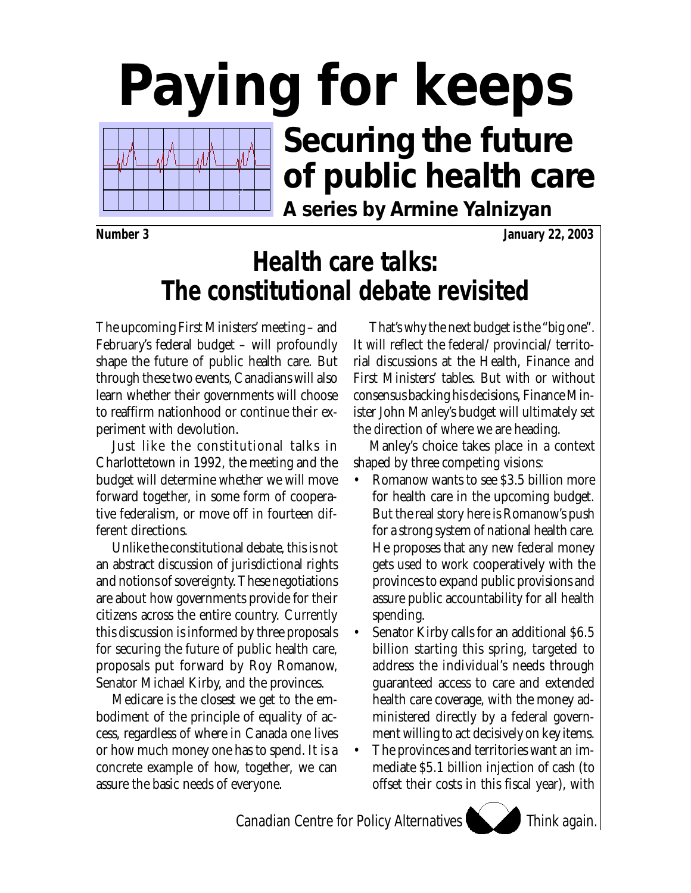# Paying for keeps

## Securing the future of public health care

**A series by Armine Yalnizyan**

**Number 3** **January 22, 2003**

# Health care talks: The constitutional debate revisited

The upcoming First Ministers' meeting – and February's federal budget – will profoundly shape the future of public health care. But through these two events, Canadians will also learn whether their governments will choose to reaffirm nationhood or continue their experiment with devolution.

Just like the constitutional talks in Charlottetown in 1992, the meeting and the budget will determine whether we will move forward together, in some form of cooperative federalism, or move off in fourteen different directions.

Unlike the constitutional debate, this is not an abstract discussion of jurisdictional rights and notions of sovereignty. These negotiations are about how governments provide for their citizens across the entire country. Currently this discussion is informed by three proposals for securing the future of public health care, proposals put forward by Roy Romanow, Senator Michael Kirby, and the provinces.

Medicare is the closest we get to the embodiment of the principle of equality of access, regardless of where in Canada one lives or how much money one has to spend. It is a concrete example of how, together, we can assure the basic needs of everyone.

That's why the next budget is the "big one". It will reflect the federal/provincial/territorial discussions at the Health, Finance and First Ministers' tables. But with or without consensus backing his decisions, Finance Minister John Manley's budget will ultimately set the direction of where we are heading.

Manley's choice takes place in a context shaped by three competing visions:

- Romanow wants to see $3.5 billion more for health care in the upcoming budget. But the real story here is Romanow's push for a strong system of national health care. He proposes that any new federal money gets used to work cooperatively with the provinces to expand public provisions and assure public accountability for all health spending.
- Senator Kirby calls for an additional $6.5 billion starting this spring, targeted to address the individual's needs through guaranteed access to care and extended health care coverage, with the money administered directly by a federal government willing to act decisively on key items.
- The provinces and territories want an immediate $5.1 billion injection of cash (to offset their costs in this fiscal year), with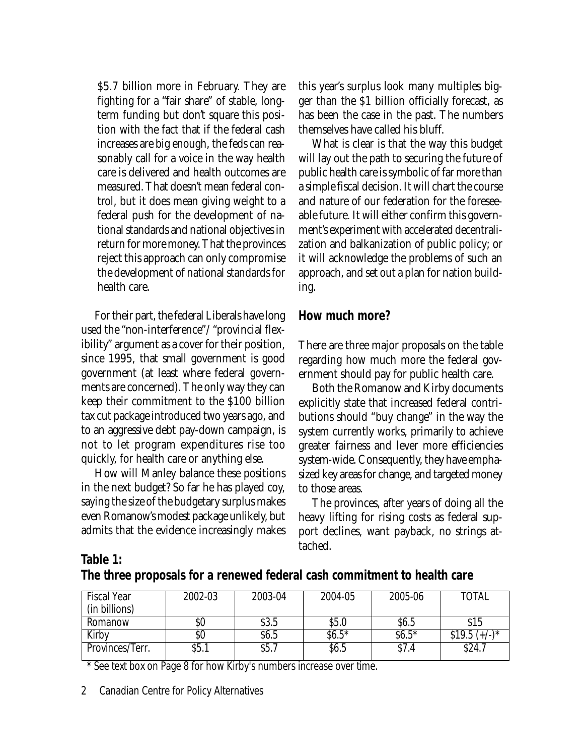$5.7 billion more in February. They are fighting for a "fair share" of stable, long-term funding but don't square this position with the fact that if the federal cash increases are big enough, the feds can reasonably call for a voice in the way health care is delivered and health outcomes are measured. That doesn't mean federal control, but it does mean giving weight to a federal push for the development of national standards and national objectives in return for more money. That the provinces reject this approach can only compromise the development of national standards for health care.

For their part, the federal Liberals have long used the "non-interference"/ "provincial flexibility" argument as a cover for their position, since 1995, that small government is good government (at least where federal governments are concerned). The only way they can keep their commitment to the $100 billion tax cut package introduced two years ago, and to an aggressive debt pay-down campaign, is not to let program expenditures rise too quickly, for health care or anything else.

How will Manley balance these positions in the next budget? So far he has played coy, saying the size of the budgetary surplus makes even Romanow's modest package unlikely, but admits that the evidence increasingly makes this year's surplus look many multiples bigger than the $1 billion officially forecast, as has been the case in the past. The numbers themselves have called his bluff.

What is clear is that the way this budget will lay out the path to securing the future of public health care is symbolic of far more than a simple fiscal decision. It will chart the course and nature of our federation for the foreseeable future. It will either confirm this government's experiment with accelerated decentralization and balkanization of public policy; or it will acknowledge the problems of such an approach, and set out a plan for nation building.

## How much more?

There are three major proposals on the table regarding how much more the federal government should pay for public health care.

Both the Romanow and Kirby documents explicitly state that increased federal contributions should "buy change" in the way the system currently works, primarily to achieve greater fairness and lever more efficiencies system-wide. Consequently, they have emphasized key areas for change, and targeted money to those areas.

The provinces, after years of doing all the heavy lifting for rising costs as federal support declines, want payback, no strings attached.

**Table 1: The three proposals for a renewed federal cash commitment to health care**

| Fiscal Year (in billions) | 2002-03 | 2003-04 | 2004-05 | 2005-06 | TOTAL |
|---|---|---|---|---|---|
| Romanow | $0 | $3.5 | $5.0 | $6.5 | $15 |
| Kirby | $0 | $6.5 | $6.5* | $6.5* | $19.5 (+/-)* |
| Provinces/Terr. | $5.1 | $5.7 | $6.5 | $7.4 | $24.7 |

\* See text box on Page 8 for how Kirby's numbers increase over time.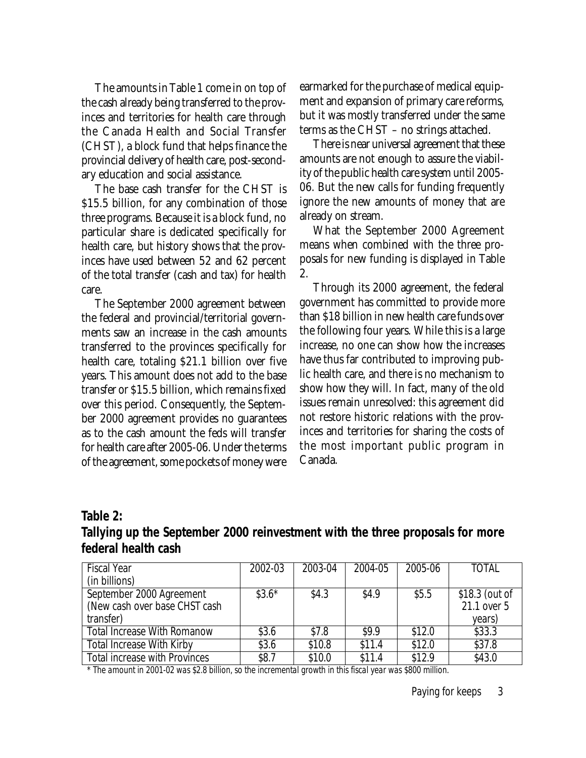The amounts in Table 1 come in on top of the cash already being transferred to the provinces and territories for health care through the Canada Health and Social Transfer (CHST), a block fund that helps finance the provincial delivery of health care, post-secondary education and social assistance.

The base cash transfer for the CHST is $15.5 billion, for any combination of those three programs. Because it is a block fund, no particular share is dedicated specifically for health care, but history shows that the provinces have used between 52 and 62 percent of the total transfer (cash and tax) for health care.

The September 2000 agreement between the federal and provincial/territorial governments saw an increase in the cash amounts transferred to the provinces specifically for health care, totaling $21.1 billion over five years. This amount does not add to the base transfer or $15.5 billion, which remains fixed over this period. Consequently, the September 2000 agreement provides no guarantees as to the cash amount the feds will transfer for health care after 2005-06. Under the terms of the agreement, some pockets of money were earmarked for the purchase of medical equipment and expansion of primary care reforms, but it was mostly transferred under the same terms as the CHST – no strings attached.

There is near universal agreement that these amounts are not enough to assure the viability of the public health care system until 2005-06. But the new calls for funding frequently ignore the new amounts of money that are already on stream.

What the September 2000 Agreement means when combined with the three proposals for new funding is displayed in Table 2.

Through its 2000 agreement, the federal government has committed to provide more than $18 billion in new health care funds over the following four years. While this is a large increase, no one can show how the increases have thus far contributed to improving public health care, and there is no mechanism to show how they will. In fact, many of the old issues remain unresolved: this agreement did not restore historic relations with the provinces and territories for sharing the costs of the most important public program in Canada.

**Table 2:**
**Tallying up the September 2000 reinvestment with the three proposals for more federal health cash**

| Fiscal Year (in billions) | 2002-03 | 2003-04 | 2004-05 | 2005-06 | TOTAL |
|---|---|---|---|---|---|
| September 2000 Agreement (New cash over base CHST cash transfer) | $3.6* | $4.3 | $4.9 | $5.5 | $18.3 (out of 21.1 over 5 years) |
| Total Increase With Romanow | $3.6 | $7.8 | $9.9 | $12.0 | $33.3 |
| Total Increase With Kirby | $3.6 | $10.8 | $11.4 | $12.0 | $37.8 |
| Total increase with Provinces | $8.7 | $10.0 | $11.4 | $12.9 | $43.0 |

*\* The amount in 2001-02 was $2.8 billion, so the incremental growth in this fiscal year was $800 million.*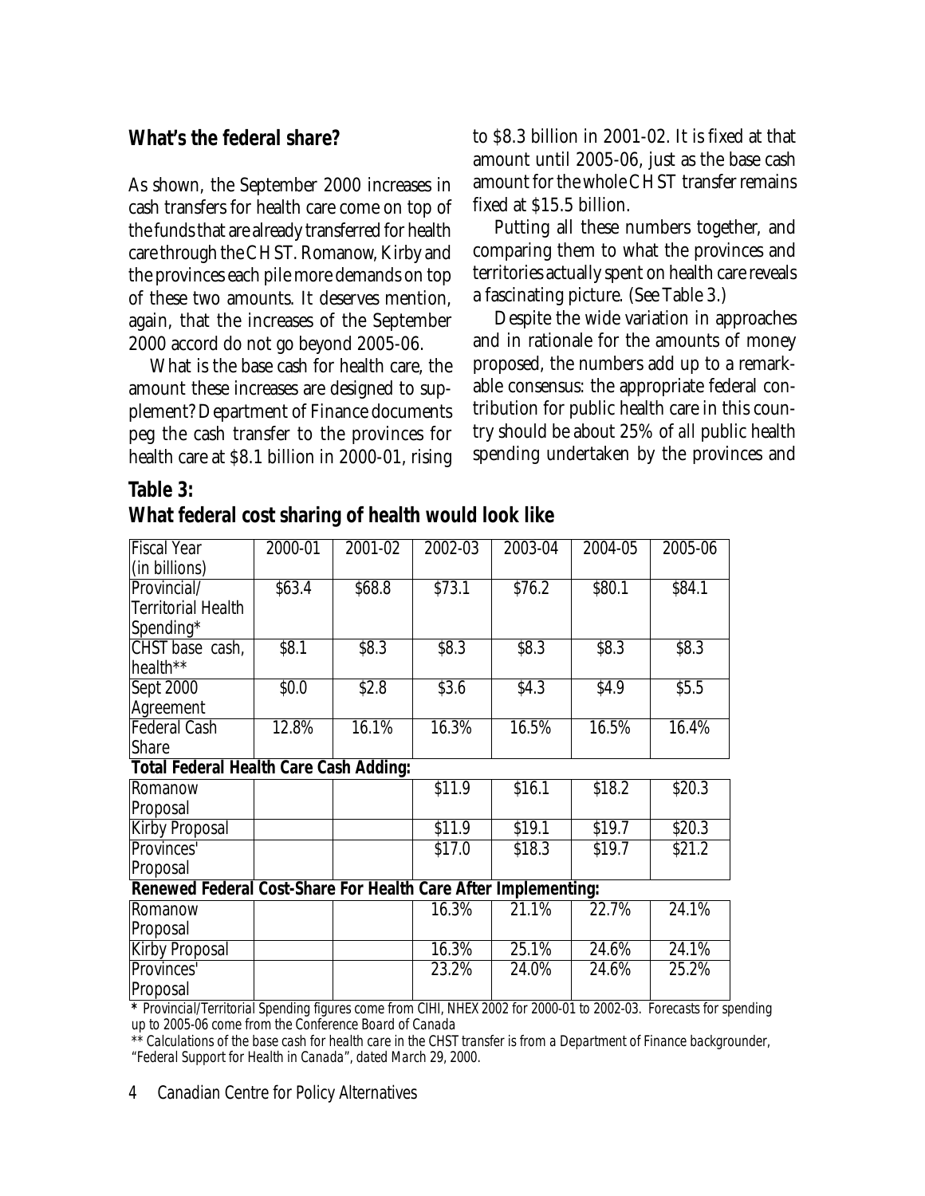## What's the federal share?

As shown, the September 2000 increases in cash transfers for health care come on top of the funds that are already transferred for health care through the CHST. Romanow, Kirby and the provinces each pile more demands on top of these two amounts. It deserves mention, again, that the increases of the September 2000 accord do not go beyond 2005-06.

What is the base cash for health care, the amount these increases are designed to supplement? Department of Finance documents peg the cash transfer to the provinces for health care at $8.1 billion in 2000-01, rising to $8.3 billion in 2001-02. It is fixed at that amount until 2005-06, just as the base cash amount for the whole CHST transfer remains fixed at $15.5 billion.

Putting all these numbers together, and comparing them to what the provinces and territories actually spent on health care reveals a fascinating picture. (See Table 3.)

Despite the wide variation in approaches and in rationale for the amounts of money proposed, the numbers add up to a remarkable consensus: the appropriate federal contribution for public health care in this country should be about 25% of *all* public health spending undertaken by the provinces and

### Table 3:
### What federal cost sharing of health would look like

| Fiscal Year (in billions) | 2000-01 | 2001-02 | 2002-03 | 2003-04 | 2004-05 | 2005-06 |
|---|---|---|---|---|---|---|
| Provincial/ Territorial Health Spending* | $63.4 | $68.8 | $73.1 | $76.2 | $80.1 | $84.1 |
| CHST base cash, health** | $8.1 | $8.3 | $8.3 | $8.3 | $8.3 | $8.3 |
| Sept 2000 Agreement | $0.0 | $2.8 | $3.6 | $4.3 | $4.9 | $5.5 |
| Federal Cash Share | 12.8% | 16.1% | 16.3% | 16.5% | 16.5% | 16.4% |
| **Total Federal Health Care Cash Adding:** | | | | | | |
| Romanow Proposal | | | $11.9 | $16.1 | $18.2 | $20.3 |
| Kirby Proposal | | | $11.9 | $19.1 | $19.7 | $20.3 |
| Provinces' Proposal | | | $17.0 | $18.3 | $19.7 | $21.2 |
| **Renewed Federal Cost-Share For Health Care After Implementing:** | | | | | | |
| Romanow Proposal | | | 16.3% | 21.1% | 22.7% | 24.1% |
| Kirby Proposal | | | 16.3% | 25.1% | 24.6% | 24.1% |
| Provinces' Proposal | | | 23.2% | 24.0% | 24.6% | 25.2% |

*\* Provincial/Territorial Spending figures come from CIHI, NHEX 2002 for 2000-01 to 2002-03. Forecasts for spending up to 2005-06 come from the Conference Board of Canada*

*\*\* Calculations of the base cash for health care in the CHST transfer is from a Department of Finance backgrounder, "Federal Support for Health in Canada", dated March 29, 2000.*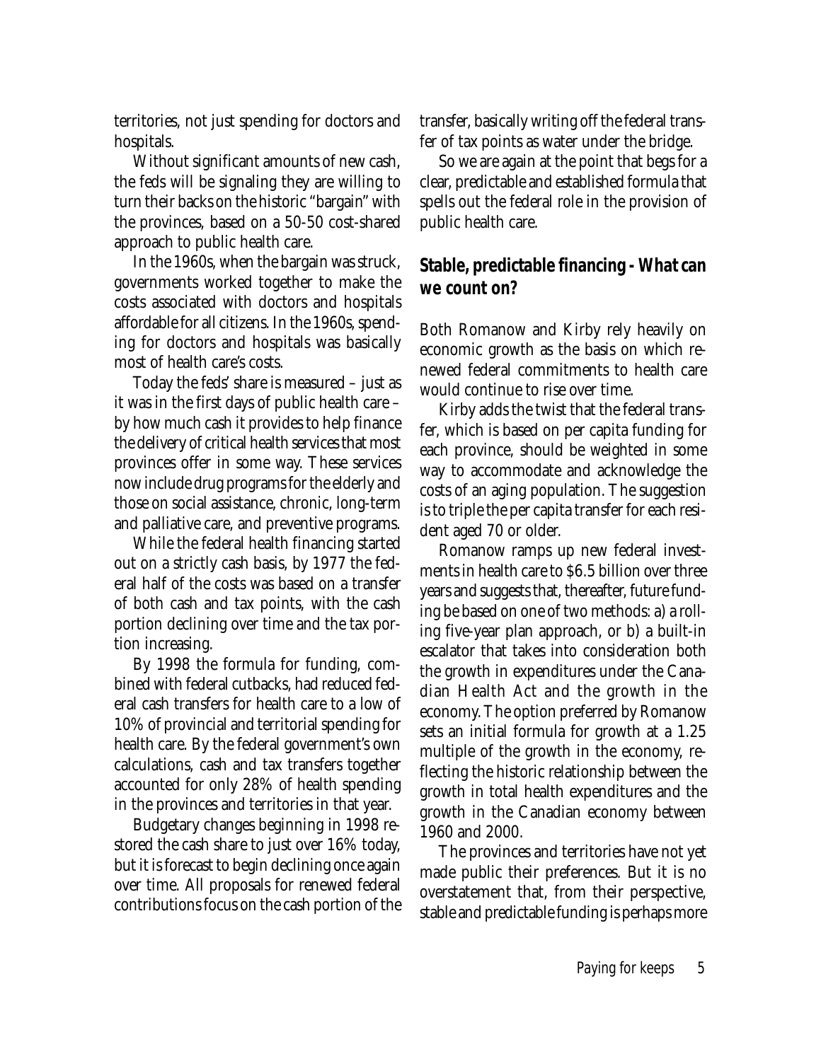territories, not just spending for doctors and hospitals.

Without significant amounts of new cash, the feds will be signaling they are willing to turn their backs on the historic "bargain" with the provinces, based on a 50-50 cost-shared approach to public health care.

In the 1960s, when the bargain was struck, governments worked together to make the costs associated with doctors and hospitals affordable for all citizens. In the 1960s, spending for doctors and hospitals was basically most of health care's costs.

Today the feds' share is measured – just as it was in the first days of public health care – by how much cash it provides to help finance the delivery of critical health services that most provinces offer in some way. These services now include drug programs for the elderly and those on social assistance, chronic, long-term and palliative care, and preventive programs.

While the federal health financing started out on a strictly cash basis, by 1977 the federal half of the costs was based on a transfer of both cash and tax points, with the cash portion declining over time and the tax portion increasing.

By 1998 the formula for funding, combined with federal cutbacks, had reduced federal cash transfers for health care to a low of 10% of provincial and territorial spending for health care. By the federal government's own calculations, cash and tax transfers together accounted for only 28% of health spending in the provinces and territories in that year.

Budgetary changes beginning in 1998 restored the cash share to just over 16% today, but it is forecast to begin declining once again over time. All proposals for renewed federal contributions focus on the cash portion of the transfer, basically writing off the federal transfer of tax points as water under the bridge.

So we are again at the point that begs for a clear, predictable and established formula that spells out the federal role in the provision of public health care.

## Stable, predictable financing - What can we count on?

Both Romanow and Kirby rely heavily on economic growth as the basis on which renewed federal commitments to health care would continue to rise over time.

Kirby adds the twist that the federal transfer, which is based on per capita funding for each province, should be weighted in some way to accommodate and acknowledge the costs of an aging population. The suggestion is to triple the per capita transfer for each resident aged 70 or older.

Romanow ramps up new federal investments in health care to $6.5 billion over three years and suggests that, thereafter, future funding be based on one of two methods: a) a rolling five-year plan approach, or b) a built-in escalator that takes into consideration both the growth in expenditures under the Canadian Health Act and the growth in the economy. The option preferred by Romanow sets an initial formula for growth at a 1.25 multiple of the growth in the economy, reflecting the historic relationship between the growth in total health expenditures and the growth in the Canadian economy between 1960 and 2000.

The provinces and territories have not yet made public their preferences. But it is no overstatement that, from their perspective, stable and predictable funding is perhaps more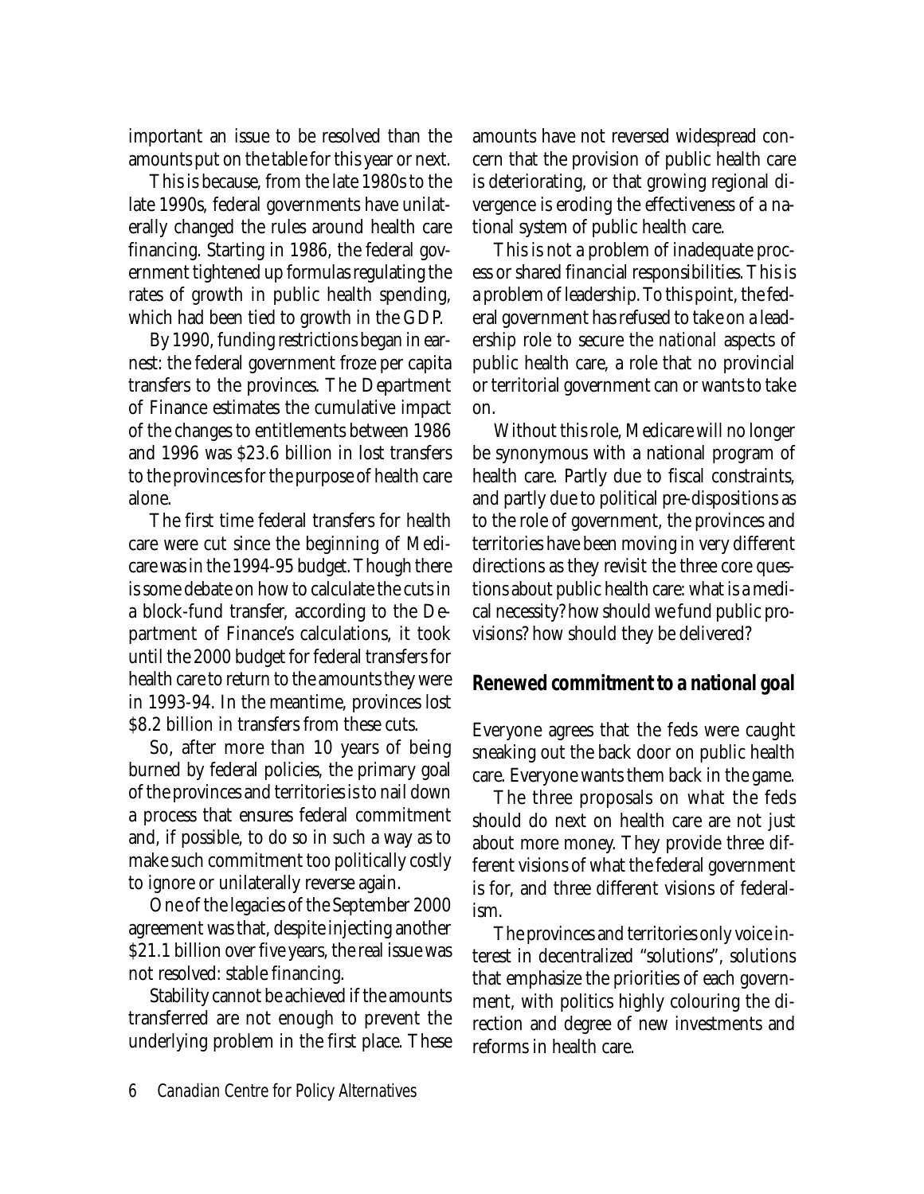important an issue to be resolved than the amounts put on the table for this year or next.

This is because, from the late 1980s to the late 1990s, federal governments have unilaterally changed the rules around health care financing. Starting in 1986, the federal government tightened up formulas regulating the rates of growth in public health spending, which had been tied to growth in the GDP.

By 1990, funding restrictions began in earnest: the federal government froze per capita transfers to the provinces. The Department of Finance estimates the cumulative impact of the changes to entitlements between 1986 and 1996 was $23.6 billion in lost transfers to the provinces for the purpose of health care alone.

The first time federal transfers for health care were cut since the beginning of Medicare was in the 1994-95 budget. Though there is some debate on how to calculate the cuts in a block-fund transfer, according to the Department of Finance's calculations, it took until the 2000 budget for federal transfers for health care to return to the amounts they were in 1993-94. In the meantime, provinces lost $8.2 billion in transfers from these cuts.

So, after more than 10 years of being burned by federal policies, the primary goal of the provinces and territories is to nail down a process that ensures federal commitment and, if possible, to do so in such a way as to make such commitment too politically costly to ignore or unilaterally reverse again.

One of the legacies of the September 2000 agreement was that, despite injecting another $21.1 billion over five years, the real issue was not resolved: stable financing.

Stability cannot be achieved if the amounts transferred are not enough to prevent the underlying problem in the first place. These amounts have not reversed widespread concern that the provision of public health care is deteriorating, or that growing regional divergence is eroding the effectiveness of a national system of public health care.

This is not a problem of inadequate process or shared financial responsibilities. This is a problem of leadership. To this point, the federal government has refused to take on a leadership role to secure the *national* aspects of public health care, a role that no provincial or territorial government can or wants to take on.

Without this role, Medicare will no longer be synonymous with a national program of health care. Partly due to fiscal constraints, and partly due to political pre-dispositions as to the role of government, the provinces and territories have been moving in very different directions as they revisit the three core questions about public health care: what is a medical necessity? how should we fund public provisions? how should they be delivered?

## Renewed commitment to a national goal

Everyone agrees that the feds were caught sneaking out the back door on public health care. Everyone wants them back in the game.

The three proposals on what the feds should do next on health care are not just about more money. They provide three different visions of what the federal government is for, and three different visions of federalism.

The provinces and territories only voice interest in decentralized "solutions", solutions that emphasize the priorities of each government, with politics highly colouring the direction and degree of new investments and reforms in health care.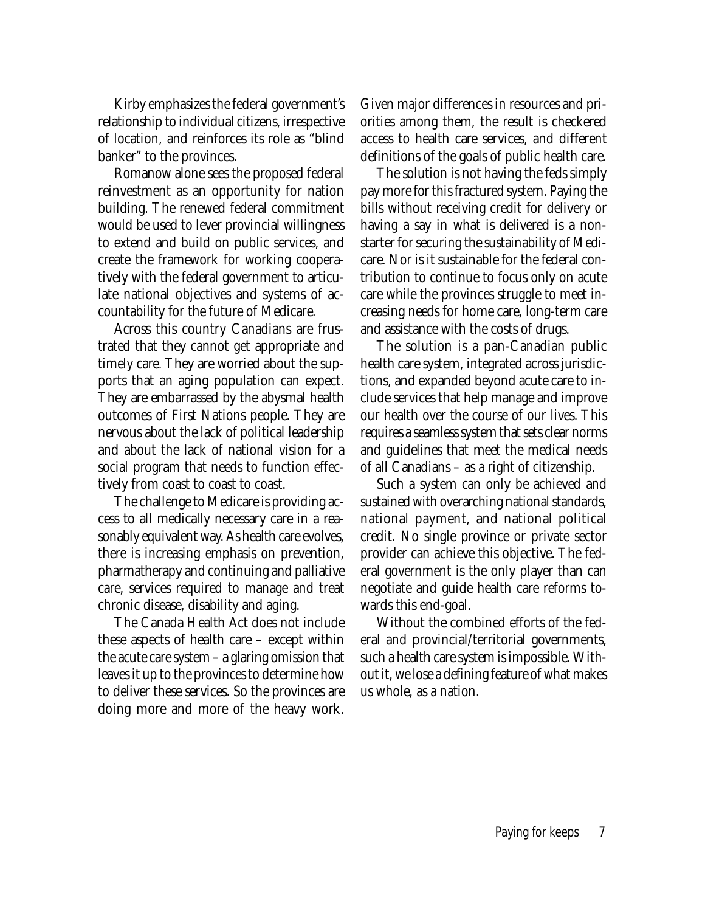Kirby emphasizes the federal government's relationship to individual citizens, irrespective of location, and reinforces its role as "blind banker" to the provinces.

Romanow alone sees the proposed federal reinvestment as an opportunity for nation building. The renewed federal commitment would be used to lever provincial willingness to extend and build on public services, and create the framework for working cooperatively with the federal government to articulate national objectives and systems of accountability for the future of Medicare.

Across this country Canadians are frustrated that they cannot get appropriate and timely care. They are worried about the supports that an aging population can expect. They are embarrassed by the abysmal health outcomes of First Nations people. They are nervous about the lack of political leadership and about the lack of national vision for a social program that needs to function effectively from coast to coast to coast.

The challenge to Medicare is providing access to all medically necessary care in a reasonably equivalent way. As health care evolves, there is increasing emphasis on prevention, pharmatherapy and continuing and palliative care, services required to manage and treat chronic disease, disability and aging.

The Canada Health Act does not include these aspects of health care – except within the acute care system – a glaring omission that leaves it up to the provinces to determine how to deliver these services. So the provinces are doing more and more of the heavy work. Given major differences in resources and priorities among them, the result is checkered access to health care services, and different definitions of the goals of public health care.

The solution is not having the feds simply pay more for this fractured system. Paying the bills without receiving credit for delivery or having a say in what is delivered is a non-starter for securing the sustainability of Medicare. Nor is it sustainable for the federal contribution to continue to focus only on acute care while the provinces struggle to meet increasing needs for home care, long-term care and assistance with the costs of drugs.

The solution is a pan-Canadian public health care system, integrated across jurisdictions, and expanded beyond acute care to include services that help manage and improve our health over the course of our lives. This requires a seamless system that sets clear norms and guidelines that meet the medical needs of all Canadians – as a right of citizenship.

Such a system can only be achieved and sustained with overarching national standards, national payment, and national political credit. No single province or private sector provider can achieve this objective. The federal government is the only player than can negotiate and guide health care reforms towards this end-goal.

Without the combined efforts of the federal and provincial/territorial governments, such a health care system is impossible. Without it, we lose a defining feature of what makes us whole, as a nation.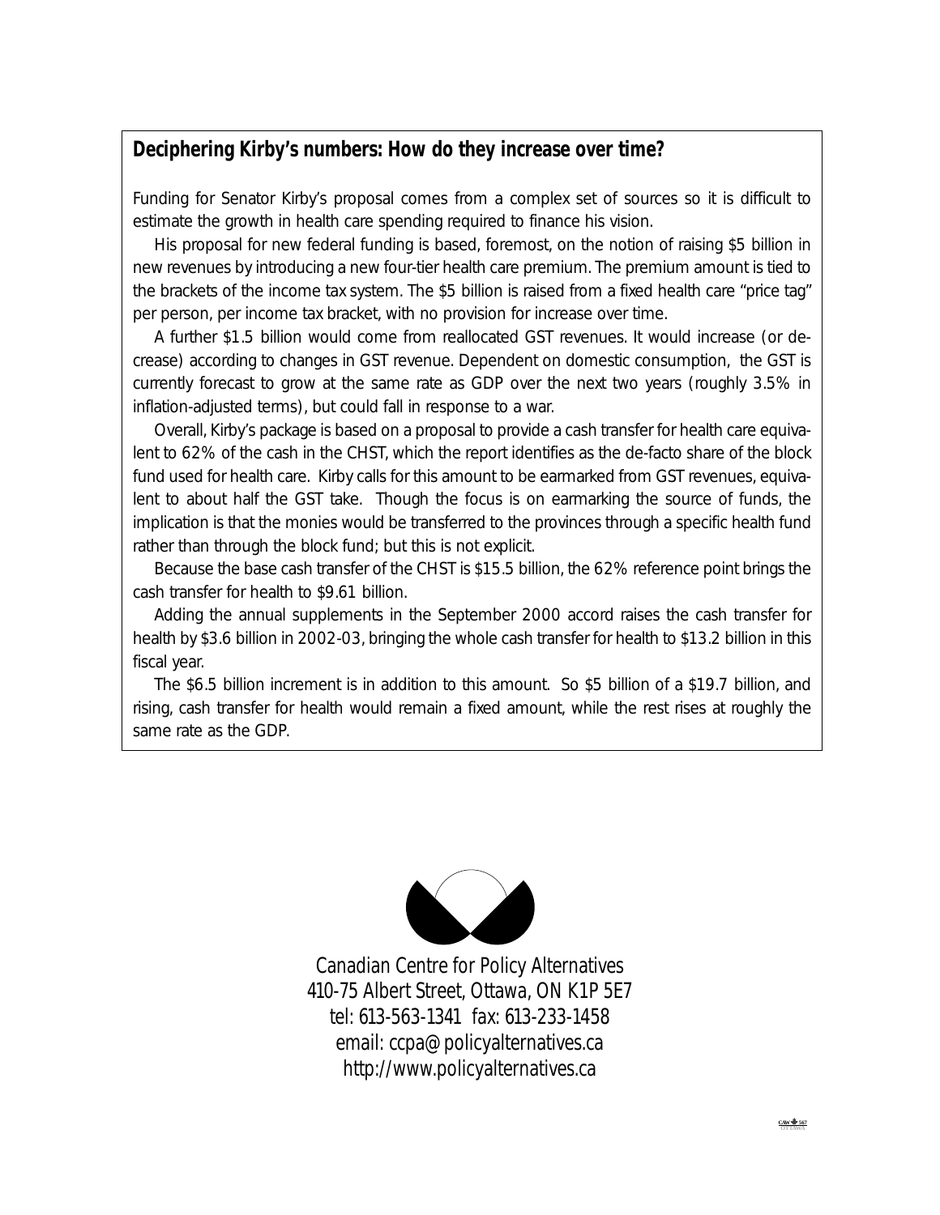## Deciphering Kirby's numbers: How do they increase over time?

Funding for Senator Kirby's proposal comes from a complex set of sources so it is difficult to estimate the growth in health care spending required to finance his vision.

His proposal for new federal funding is based, foremost, on the notion of raising $5 billion in new revenues by introducing a new four-tier health care premium. The premium amount is tied to the brackets of the income tax system. The $5 billion is raised from a fixed health care "price tag" per person, per income tax bracket, with no provision for increase over time.

A further $1.5 billion would come from reallocated GST revenues. It would increase (or decrease) according to changes in GST revenue. Dependent on domestic consumption, the GST is currently forecast to grow at the same rate as GDP over the next two years (roughly 3.5% in inflation-adjusted terms), but could fall in response to a war.

Overall, Kirby's package is based on a proposal to provide a cash transfer for health care equivalent to 62% of the cash in the CHST, which the report identifies as the de-facto share of the block fund used for health care. Kirby calls for this amount to be earmarked from GST revenues, equivalent to about half the GST take. Though the focus is on earmarking the source of funds, the implication is that the monies would be transferred to the provinces through a specific health fund rather than through the block fund; but this is not explicit.

Because the base cash transfer of the CHST is $15.5 billion, the 62% reference point brings the cash transfer for health to $9.61 billion.

Adding the annual supplements in the September 2000 accord raises the cash transfer for health by $3.6 billion in 2002-03, bringing the whole cash transfer for health to $13.2 billion in this fiscal year.

The $6.5 billion increment is in addition to this amount. So $5 billion of a $19.7 billion, and rising, cash transfer for health would remain a fixed amount, while the rest rises at roughly the same rate as the GDP.

Canadian Centre for Policy Alternatives
410-75 Albert Street, Ottawa, ON K1P 5E7
tel: 613-563-1341 fax: 613-233-1458
email: ccpa@policyalternatives.ca
http://www.policyalternatives.ca